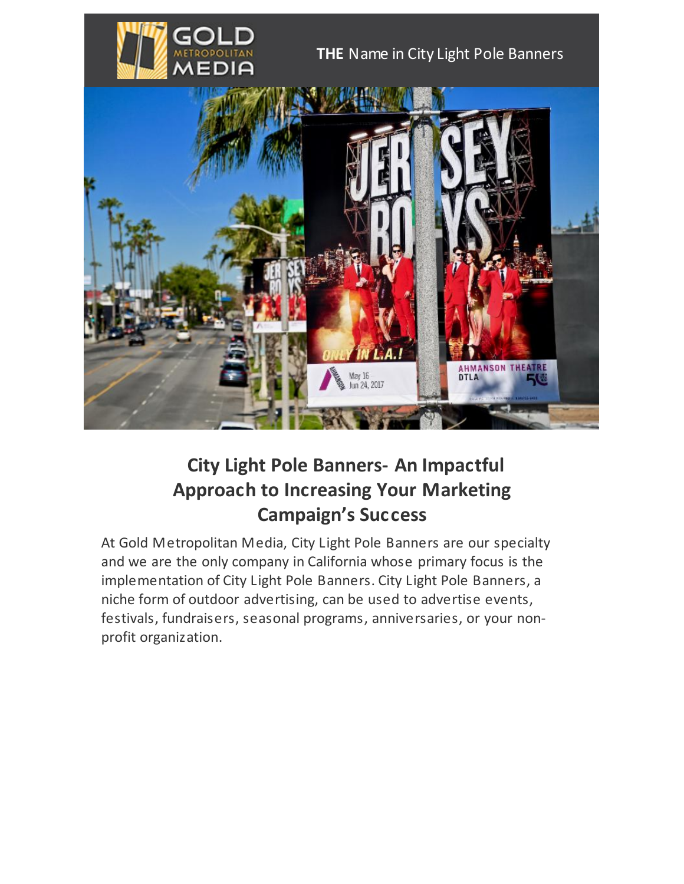**THE** Name in City Light Pole Banners

# City Light Pole Banners- An Impactful Approach to Increasing Your Marketing Campaign's Success

At Gold Metropolitan Media, City Light Pole Banners are our specialty and we are the only company in California whose primary focus is the implementation of City Light Pole Banners. City Light Pole Banners, a niche form of outdoor advertising, can be used to advertise events, festivals, fundraisers, seasonal programs, anniversaries, or your non-profit organization.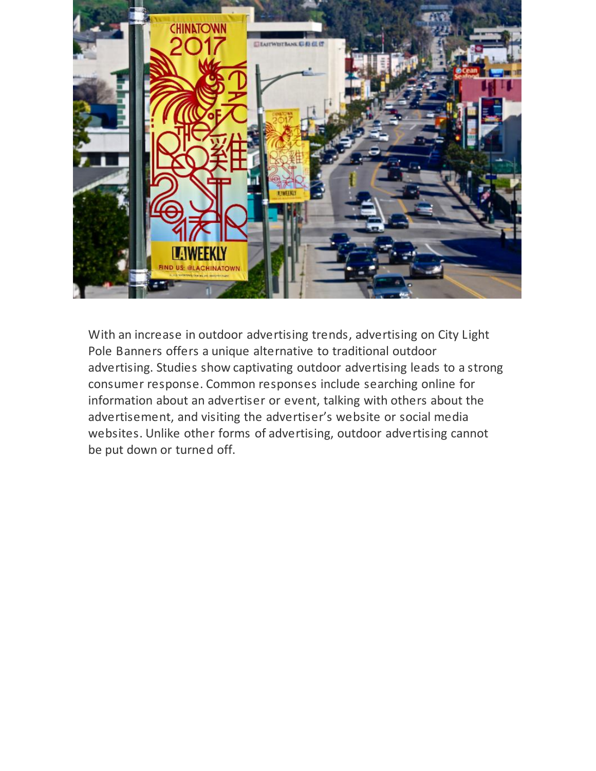With an increase in outdoor advertising trends, advertising on City Light Pole Banners offers a unique alternative to traditional outdoor advertising. Studies show captivating outdoor advertising leads to a strong consumer response. Common responses include searching online for information about an advertiser or event, talking with others about the advertisement, and visiting the advertiser's website or social media websites. Unlike other forms of advertising, outdoor advertising cannot be put down or turned off.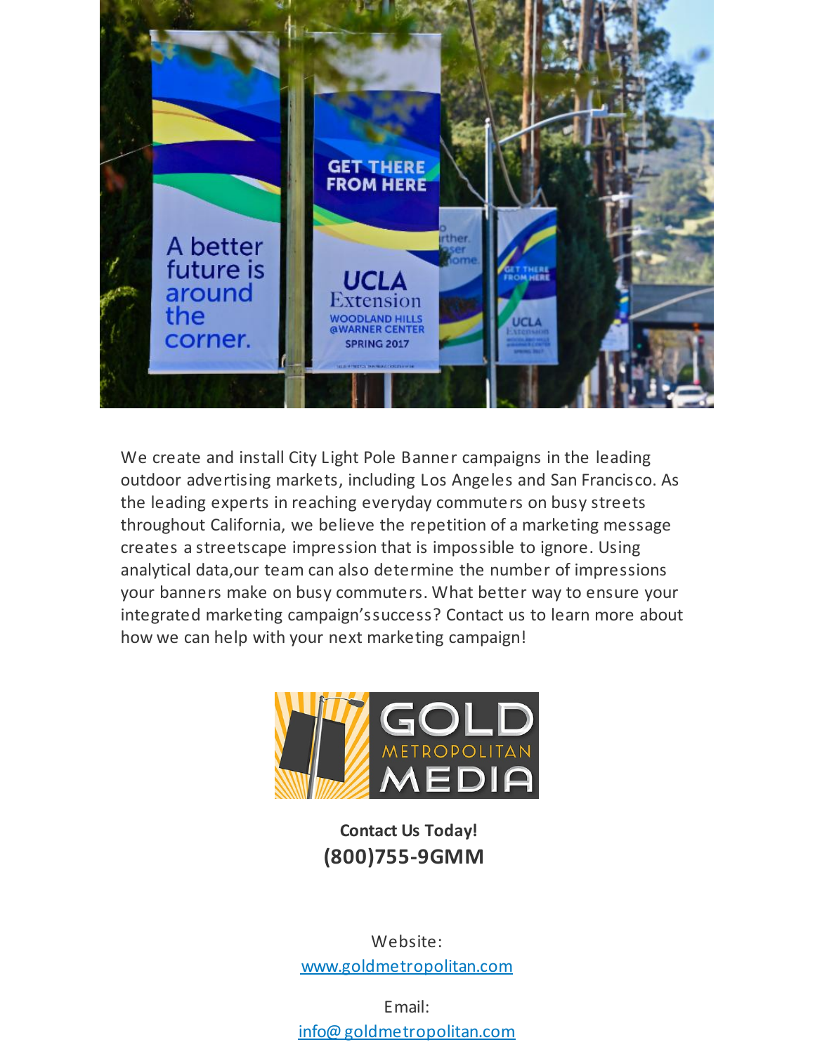We create and install City Light Pole Banner campaigns in the leading outdoor advertising markets, including Los Angeles and San Francisco. As the leading experts in reaching everyday commuters on busy streets throughout California, we believe the repetition of a marketing message creates a streetscape impression that is impossible to ignore. Using analytical data,our team can also determine the number of impressions your banners make on busy commuters. What better way to ensure your integrated marketing campaign'ssuccess? Contact us to learn more about how we can help with your next marketing campaign!

**Contact Us Today!**

**(800)755-9GMM**

Website:
[www.goldmetropolitan.com](http://www.goldmetropolitan.com)

Email:
[info@ goldmetropolitan.com](mailto:info@goldmetropolitan.com)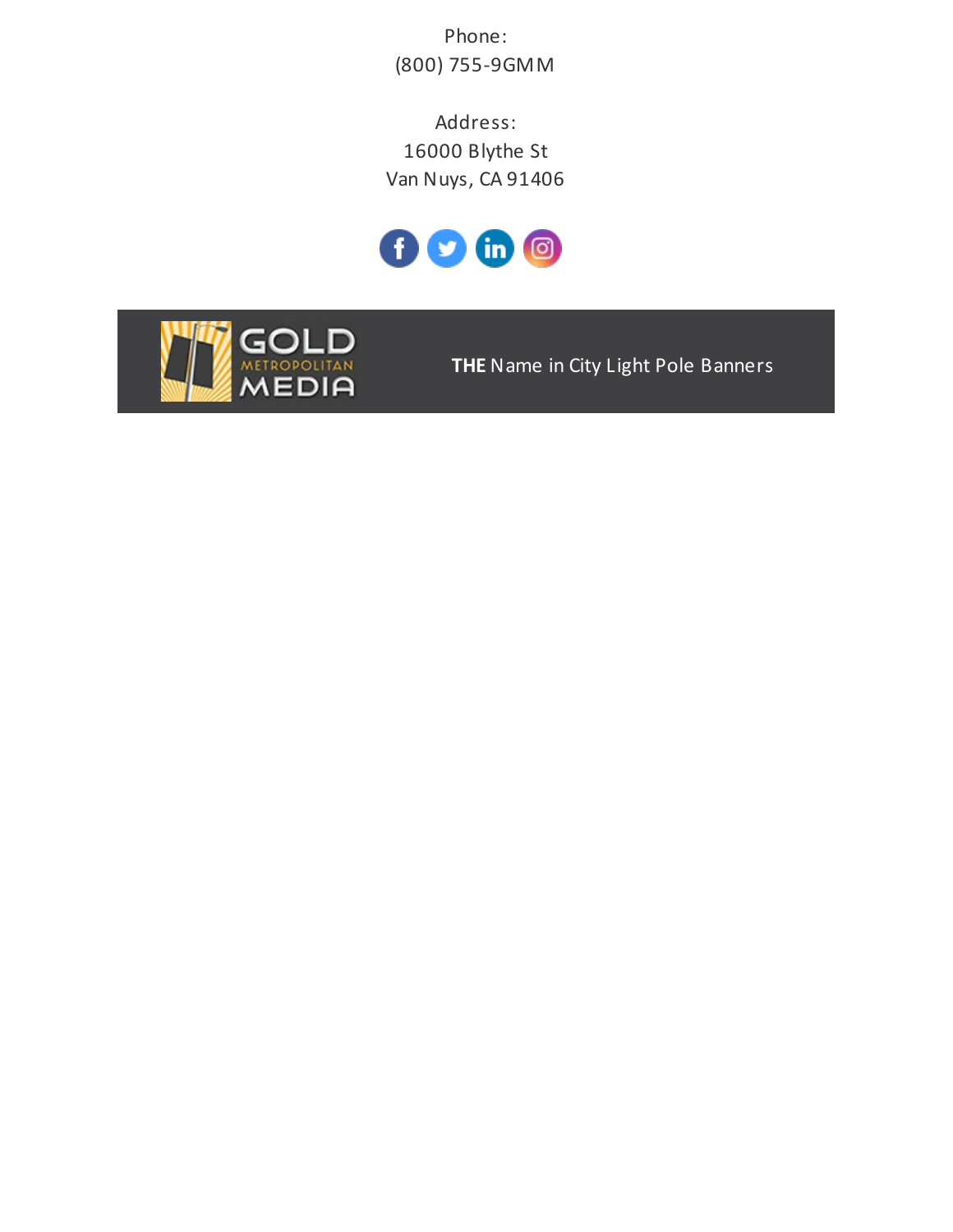Phone:
(800) 755-9GMM

Address:
16000 Blythe St
Van Nuys, CA 91406

GOLD METROPOLITAN MEDIA

**THE** Name in City Light Pole Banners